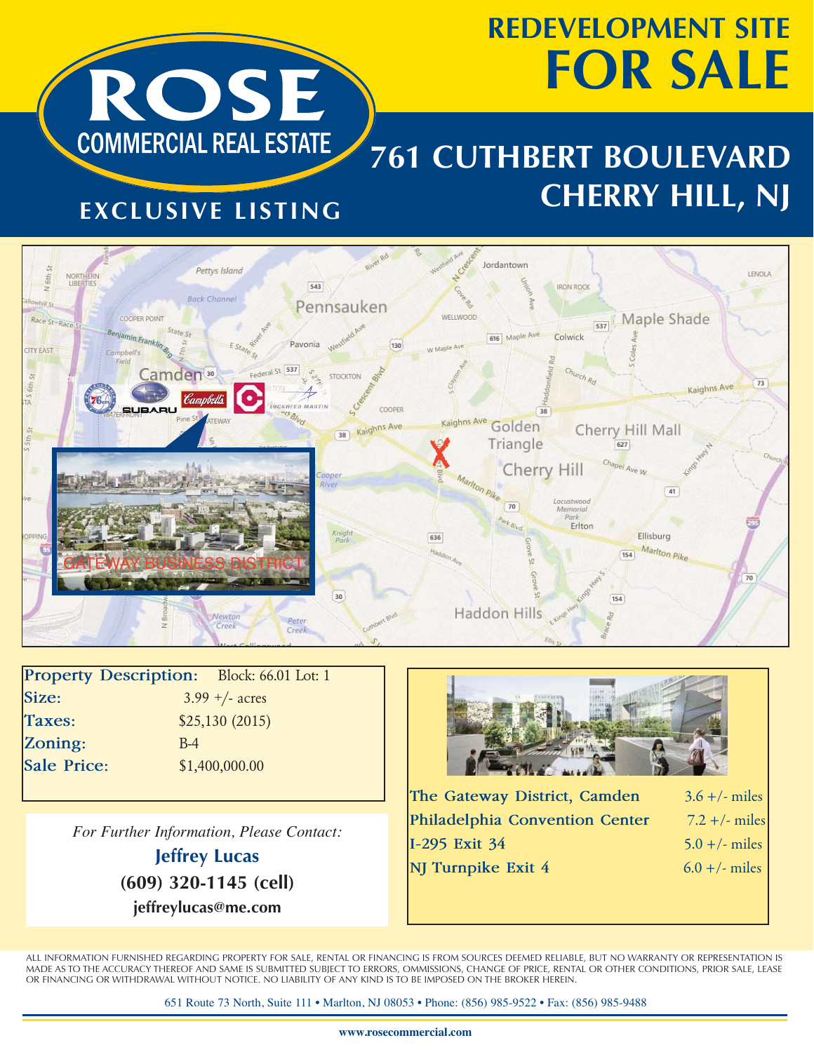# REDEVELOPMENT SITE FOR SALE

**ROSE COMMERCIAL REAL ESTATE**

**EXCLUSIVE LISTING**

## 761 CUTHBERT BOULEVARD
## CHERRY HILL, NJ

GATEWAY BUSINESS DISTRICT

| | |
|---|---|
| **Property Description:** | Block: 66.01 Lot: 1 |
| **Size:** | 3.99 +/- acres |
| **Taxes:** | $25,130 (2015) |
| **Zoning:** | B-4 |
| **Sale Price:** | $1,400,000.00 |

| | |
|---|---|
| **The Gateway District, Camden** | 3.6 +/- miles |
| **Philadelphia Convention Center** | 7.2 +/- miles |
| **I-295 Exit 34** | 5.0 +/- miles |
| **NJ Turnpike Exit 4** | 6.0 +/- miles |

*For Further Information, Please Contact:*

**Jeffrey Lucas**
**(609) 320-1145 (cell)**
**jeffreylucas@me.com**

ALL INFORMATION FURNISHED REGARDING PROPERTY FOR SALE, RENTAL OR FINANCING IS FROM SOURCES DEEMED RELIABLE, BUT NO WARRANTY OR REPRESENTATION IS MADE AS TO THE ACCURACY THEREOF AND SAME IS SUBMITTED SUBJECT TO ERRORS, OMMISSIONS, CHANGE OF PRICE, RENTAL OR OTHER CONDITIONS, PRIOR SALE, LEASE OR FINANCING OR WITHDRAWAL WITHOUT NOTICE. NO LIABILITY OF ANY KIND IS TO BE IMPOSED ON THE BROKER HEREIN.

651 Route 73 North, Suite 111 • Marlton, NJ 08053 • Phone: (856) 985-9522 • Fax: (856) 985-9488

www.rosecommercial.com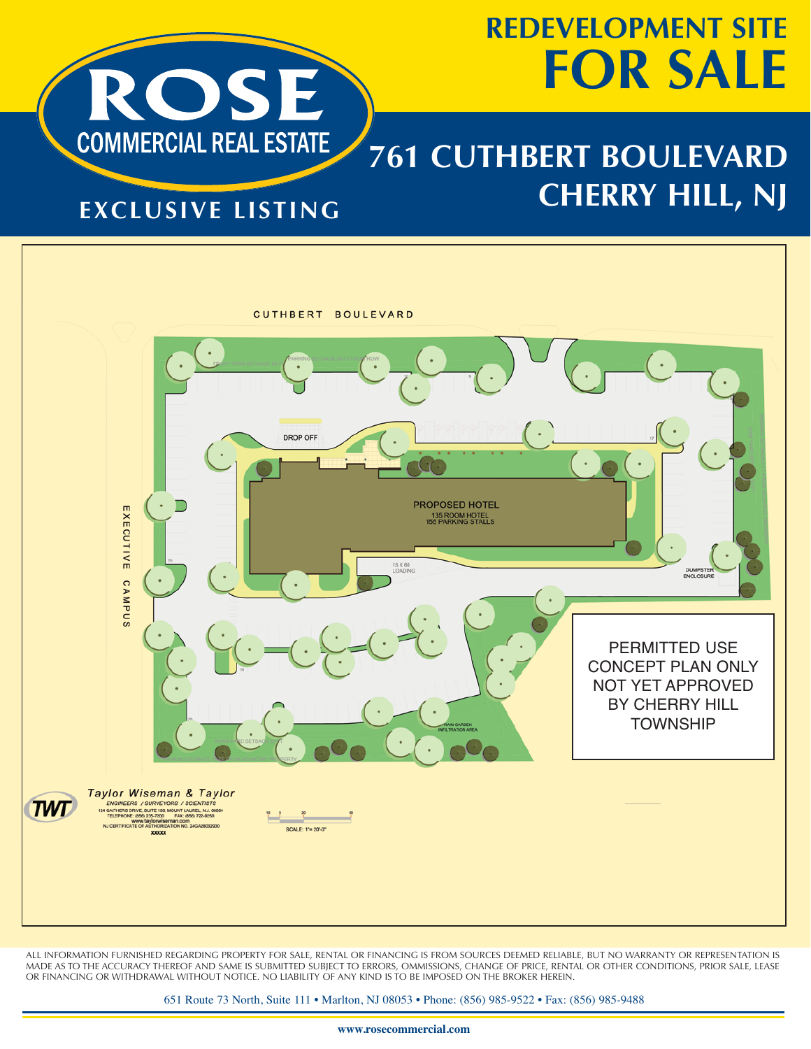# REDEVELOPMENT SITE FOR SALE

ROSE COMMERCIAL REAL ESTATE

EXCLUSIVE LISTING

## 761 CUTHBERT BOULEVARD CHERRY HILL, NJ

CUTHBERT BOULEVARD

EXECUTIVE CAMPUS

DROP OFF

PROPOSED HOTEL
135 ROOM HOTEL
155 PARKING STALLS

15 X 60 LOADING

DUMPSTER ENCLOSURE

RAIN GARDEN INFILTRATION AREA

PERMITTED USE CONCEPT PLAN ONLY NOT YET APPROVED BY CHERRY HILL TOWNSHIP

Taylor Wiseman & Taylor
ENGINEERS / SURVEYORS / SCIENTISTS

SCALE: 1"= 20'-0"

ALL INFORMATION FURNISHED REGARDING PROPERTY FOR SALE, RENTAL OR FINANCING IS FROM SOURCES DEEMED RELIABLE, BUT NO WARRANTY OR REPRESENTATION IS MADE AS TO THE ACCURACY THEREOF AND SAME IS SUBMITTED SUBJECT TO ERRORS, OMMISSIONS, CHANGE OF PRICE, RENTAL OR OTHER CONDITIONS, PRIOR SALE, LEASE OR FINANCING OR WITHDRAWAL WITHOUT NOTICE. NO LIABILITY OF ANY KIND IS TO BE IMPOSED ON THE BROKER HEREIN.

651 Route 73 North, Suite 111 • Marlton, NJ 08053 • Phone: (856) 985-9522 • Fax: (856) 985-9488

www.rosecommercial.com